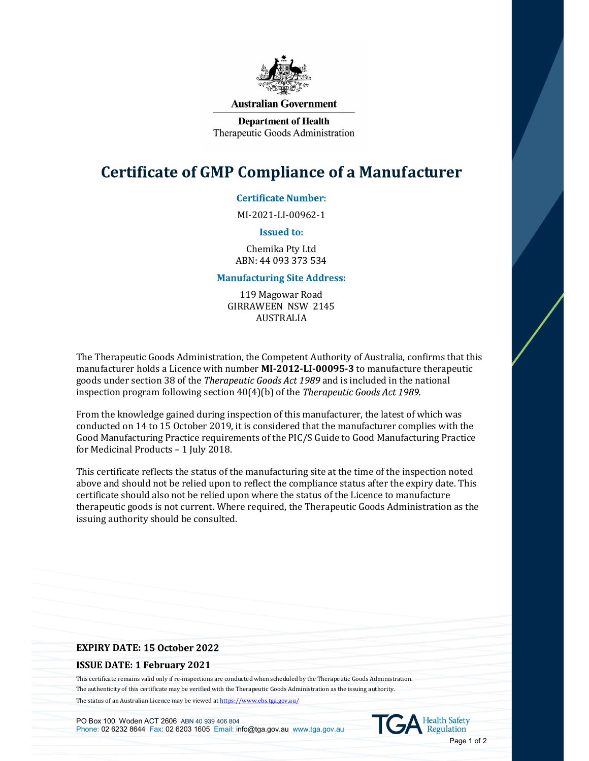Australian Government

**Department of Health**
Therapeutic Goods Administration

# Certificate of GMP Compliance of a Manufacturer

**Certificate Number:**

MI-2021-LI-00962-1

**Issued to:**

Chemika Pty Ltd
ABN: 44 093 373 534

**Manufacturing Site Address:**

119 Magowar Road
GIRRAWEEN NSW 2145
AUSTRALIA

The Therapeutic Goods Administration, the Competent Authority of Australia, confirms that this manufacturer holds a Licence with number **MI-2012-LI-00095-3** to manufacture therapeutic goods under section 38 of the *Therapeutic Goods Act 1989* and is included in the national inspection program following section 40(4)(b) of the *Therapeutic Goods Act 1989.*

From the knowledge gained during inspection of this manufacturer, the latest of which was conducted on 14 to 15 October 2019, it is considered that the manufacturer complies with the Good Manufacturing Practice requirements of the PIC/S Guide to Good Manufacturing Practice for Medicinal Products – 1 July 2018.

This certificate reflects the status of the manufacturing site at the time of the inspection noted above and should not be relied upon to reflect the compliance status after the expiry date. This certificate should also not be relied upon where the status of the Licence to manufacture therapeutic goods is not current. Where required, the Therapeutic Goods Administration as the issuing authority should be consulted.

**EXPIRY DATE: 15 October 2022**

**ISSUE DATE: 1 February 2021**

This certificate remains valid only if re-inspections are conducted when scheduled by the Therapeutic Goods Administration.

The authenticity of this certificate may be verified with the Therapeutic Goods Administration as the issuing authority.

The status of an Australian Licence may be viewed at https://www.ebs.tga.gov.au/

PO Box 100 Woden ACT 2606 ABN 40 939 406 804
Phone: 02 6232 8644 Fax: 02 6203 1605 Email: info@tga.gov.au www.tga.gov.au

TGA Health Safety Regulation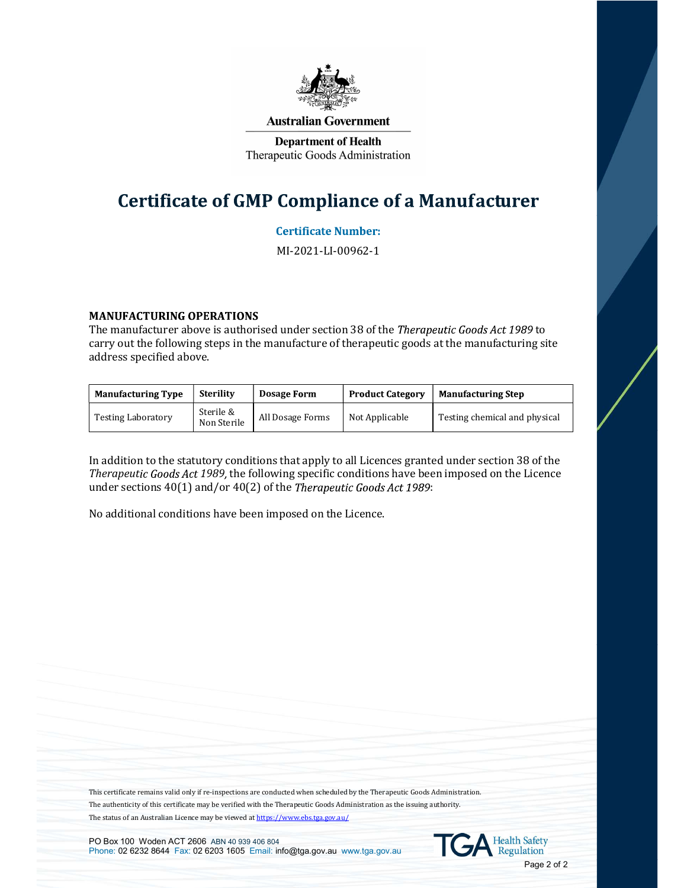Australian Government

**Department of Health**
Therapeutic Goods Administration

# Certificate of GMP Compliance of a Manufacturer

**Certificate Number:**

MI-2021-LI-00962-1

### MANUFACTURING OPERATIONS

The manufacturer above is authorised under section 38 of the *Therapeutic Goods Act 1989* to carry out the following steps in the manufacture of therapeutic goods at the manufacturing site address specified above.

| Manufacturing Type | Sterility | Dosage Form | Product Category | Manufacturing Step |
|---|---|---|---|---|
| Testing Laboratory | Sterile & Non Sterile | All Dosage Forms | Not Applicable | Testing chemical and physical |

In addition to the statutory conditions that apply to all Licences granted under section 38 of the *Therapeutic Goods Act 1989*, the following specific conditions have been imposed on the Licence under sections 40(1) and/or 40(2) of the *Therapeutic Goods Act 1989*:

No additional conditions have been imposed on the Licence.

This certificate remains valid only if re-inspections are conducted when scheduled by the Therapeutic Goods Administration.

The authenticity of this certificate may be verified with the Therapeutic Goods Administration as the issuing authority.

The status of an Australian Licence may be viewed at https://www.ebs.tga.gov.au/

PO Box 100 Woden ACT 2606 ABN 40 939 406 804
Phone: 02 6232 8644 Fax: 02 6203 1605 Email: info@tga.gov.au www.tga.gov.au

TGA Health Safety Regulation